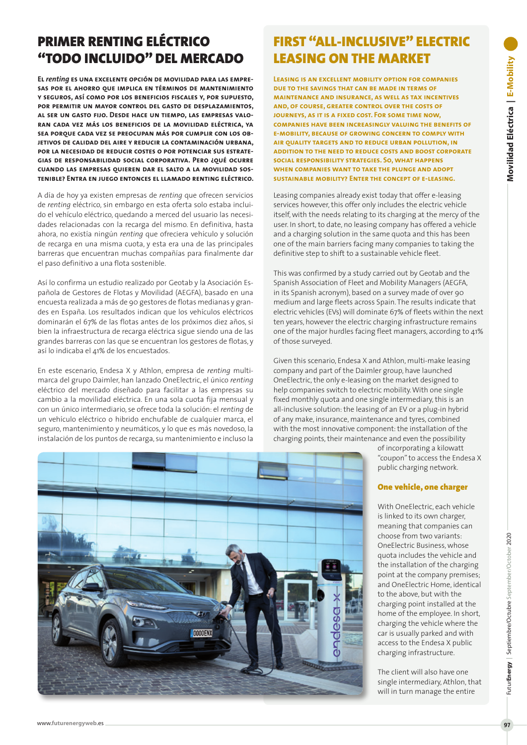# PRIMER RENTING ELÉCTRICO "TODO INCLUIDO" DEL MERCADO

**El *renting* es una excelente opción de movilidad para las empresas por el ahorro que implica en términos de mantenimiento y seguros, así como por los beneficios fiscales y, por supuesto, por permitir un mayor control del gasto de desplazamientos, al ser un gasto fijo. Desde hace un tiempo, las empresas valoran cada vez más los beneficios de la movilidad eléctrica, ya sea porque cada vez se preocupan más por cumplir con los objetivos de calidad del aire y reducir la contaminación urbana, por la necesidad de reducir costes o por potenciar sus estrategias de responsabilidad social corporativa. Pero ¿qué ocurre cuando las empresas quieren dar el salto a la movilidad sostenible? Entra en juego entonces el llamado renting eléctrico.**

A día de hoy ya existen empresas de *renting* que ofrecen servicios de *renting* eléctrico, sin embargo en esta oferta solo estaba incluido el vehículo eléctrico, quedando a merced del usuario las necesidades relacionadas con la recarga del mismo. En definitiva, hasta ahora, no existía ningún *renting* que ofreciera vehículo y solución de recarga en una misma cuota, y esta era una de las principales barreras que encuentran muchas compañías para finalmente dar el paso definitivo a una flota sostenible.

Así lo confirma un estudio realizado por Geotab y la Asociación Española de Gestores de Flotas y Movilidad (AEGFA), basado en una encuesta realizada a más de 90 gestores de flotas medianas y grandes en España. Los resultados indican que los vehículos eléctricos dominarán el 67% de las flotas antes de los próximos diez años, si bien la infraestructura de recarga eléctrica sigue siendo una de las grandes barreras con las que se encuentran los gestores de flotas, y así lo indicaba el 41% de los encuestados.

En este escenario, Endesa X y Athlon, empresa de *renting* multimarca del grupo Daimler, han lanzado OneElectric, el único *renting* eléctrico del mercado diseñado para facilitar a las empresas su cambio a la movilidad eléctrica. En una sola cuota fija mensual y con un único intermediario, se ofrece toda la solución: el *renting* de un vehículo eléctrico o híbrido enchufable de cualquier marca, el seguro, mantenimiento y neumáticos, y lo que es más novedoso, la instalación de los puntos de recarga, su mantenimiento e incluso la

# FIRST "ALL-INCLUSIVE" ELECTRIC LEASING ON THE MARKET

**Leasing is an excellent mobility option for companies due to the savings that can be made in terms of maintenance and insurance, as well as tax incentives and, of course, greater control over the costs of journeys, as it is a fixed cost. For some time now, companies have been increasingly valuing the benefits of e-mobility, because of growing concern to comply with air quality targets and to reduce urban pollution, in addition to the need to reduce costs and boost corporate social responsibility strategies. So, what happens when companies want to take the plunge and adopt sustainable mobility? Enter the concept of e-leasing.**

Leasing companies already exist today that offer e-leasing services however, this offer only includes the electric vehicle itself, with the needs relating to its charging at the mercy of the user. In short, to date, no leasing company has offered a vehicle and a charging solution in the same quota and this has been one of the main barriers facing many companies to taking the definitive step to shift to a sustainable vehicle fleet.

This was confirmed by a study carried out by Geotab and the Spanish Association of Fleet and Mobility Managers (AEGFA, in its Spanish acronym), based on a survey made of over 90 medium and large fleets across Spain. The results indicate that electric vehicles (EVs) will dominate 67% of fleets within the next ten years, however the electric charging infrastructure remains one of the major hurdles facing fleet managers, according to 41% of those surveyed.

Given this scenario, Endesa X and Athlon, multi-make leasing company and part of the Daimler group, have launched OneElectric, the only e-leasing on the market designed to help companies switch to electric mobility. With one single fixed monthly quota and one single intermediary, this is an all-inclusive solution: the leasing of an EV or a plug-in hybrid of any make, insurance, maintenance and tyres, combined with the most innovative component: the installation of the charging points, their maintenance and even the possibility of incorporating a kilowatt "coupon" to access the Endesa X public charging network.

## One vehicle, one charger

With OneElectric, each vehicle is linked to its own charger, meaning that companies can choose from two variants: OneElectric Business, whose quota includes the vehicle and the installation of the charging point at the company premises; and OneElectric Home, identical to the above, but with the charging point installed at the home of the employee. In short, charging the vehicle where the car is usually parked and with access to the Endesa X public charging infrastructure.

The client will also have one single intermediary, Athlon, that will in turn manage the entire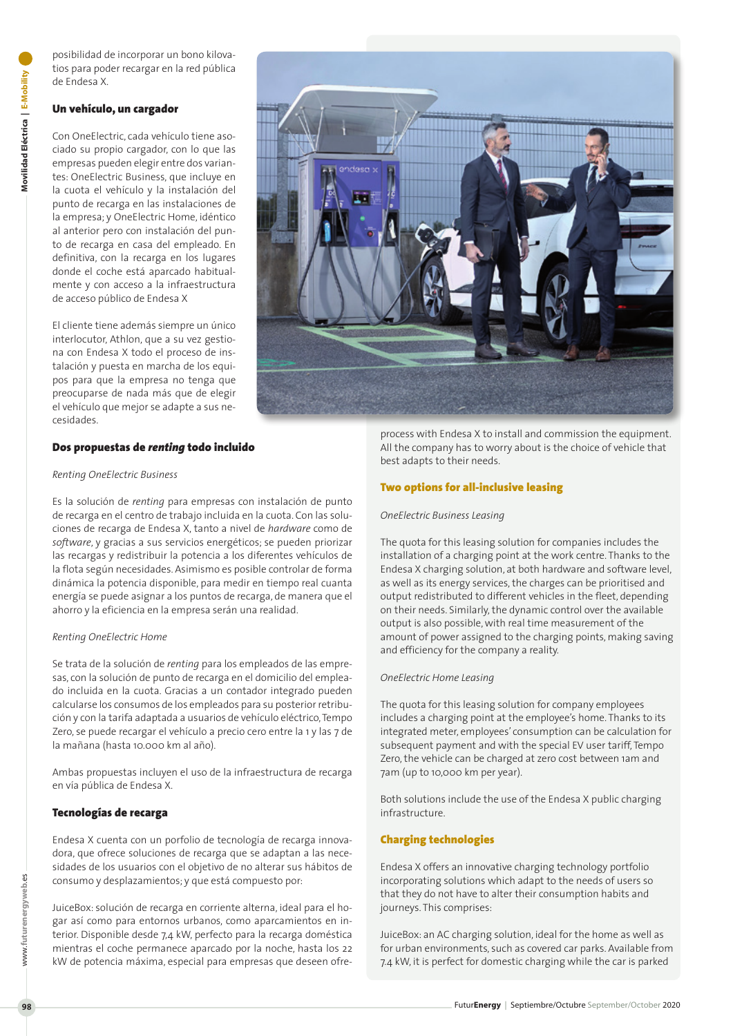posibilidad de incorporar un bono kilovatios para poder recargar en la red pública de Endesa X.

## Un vehículo, un cargador

Con OneElectric, cada vehículo tiene asociado su propio cargador, con lo que las empresas pueden elegir entre dos variantes: OneElectric Business, que incluye en la cuota el vehículo y la instalación del punto de recarga en las instalaciones de la empresa; y OneElectric Home, idéntico al anterior pero con instalación del punto de recarga en casa del empleado. En definitiva, con la recarga en los lugares donde el coche está aparcado habitualmente y con acceso a la infraestructura de acceso público de Endesa X

El cliente tiene además siempre un único interlocutor, Athlon, que a su vez gestiona con Endesa X todo el proceso de instalación y puesta en marcha de los equipos para que la empresa no tenga que preocuparse de nada más que de elegir el vehículo que mejor se adapte a sus necesidades.

## Dos propuestas de *renting* todo incluido

*Renting OneElectric Business*

Es la solución de *renting* para empresas con instalación de punto de recarga en el centro de trabajo incluida en la cuota. Con las soluciones de recarga de Endesa X, tanto a nivel de *hardware* como de *software*, y gracias a sus servicios energéticos; se pueden priorizar las recargas y redistribuir la potencia a los diferentes vehículos de la flota según necesidades. Asimismo es posible controlar de forma dinámica la potencia disponible, para medir en tiempo real cuanta energía se puede asignar a los puntos de recarga, de manera que el ahorro y la eficiencia en la empresa serán una realidad.

*Renting OneElectric Home*

Se trata de la solución de *renting* para los empleados de las empresas, con la solución de punto de recarga en el domicilio del empleado incluida en la cuota. Gracias a un contador integrado pueden calcularse los consumos de los empleados para su posterior retribución y con la tarifa adaptada a usuarios de vehículo eléctrico, Tempo Zero, se puede recargar el vehículo a precio cero entre la 1 y las 7 de la mañana (hasta 10.000 km al año).

Ambas propuestas incluyen el uso de la infraestructura de recarga en vía pública de Endesa X.

## Tecnologías de recarga

Endesa X cuenta con un porfolio de tecnología de recarga innovadora, que ofrece soluciones de recarga que se adaptan a las necesidades de los usuarios con el objetivo de no alterar sus hábitos de consumo y desplazamientos; y que está compuesto por:

JuiceBox: solución de recarga en corriente alterna, ideal para el hogar así como para entornos urbanos, como aparcamientos en interior. Disponible desde 7,4 kW, perfecto para la recarga doméstica mientras el coche permanece aparcado por la noche, hasta los 22 kW de potencia máxima, especial para empresas que deseen ofre-

process with Endesa X to install and commission the equipment. All the company has to worry about is the choice of vehicle that best adapts to their needs.

## Two options for all-inclusive leasing

*OneElectric Business Leasing*

The quota for this leasing solution for companies includes the installation of a charging point at the work centre. Thanks to the Endesa X charging solution, at both hardware and software level, as well as its energy services, the charges can be prioritised and output redistributed to different vehicles in the fleet, depending on their needs. Similarly, the dynamic control over the available output is also possible, with real time measurement of the amount of power assigned to the charging points, making saving and efficiency for the company a reality.

*OneElectric Home Leasing*

The quota for this leasing solution for company employees includes a charging point at the employee's home. Thanks to its integrated meter, employees' consumption can be calculation for subsequent payment and with the special EV user tariff, Tempo Zero, the vehicle can be charged at zero cost between 1am and 7am (up to 10,000 km per year).

Both solutions include the use of the Endesa X public charging infrastructure.

## Charging technologies

Endesa X offers an innovative charging technology portfolio incorporating solutions which adapt to the needs of users so that they do not have to alter their consumption habits and journeys. This comprises:

JuiceBox: an AC charging solution, ideal for the home as well as for urban environments, such as covered car parks. Available from 7.4 kW, it is perfect for domestic charging while the car is parked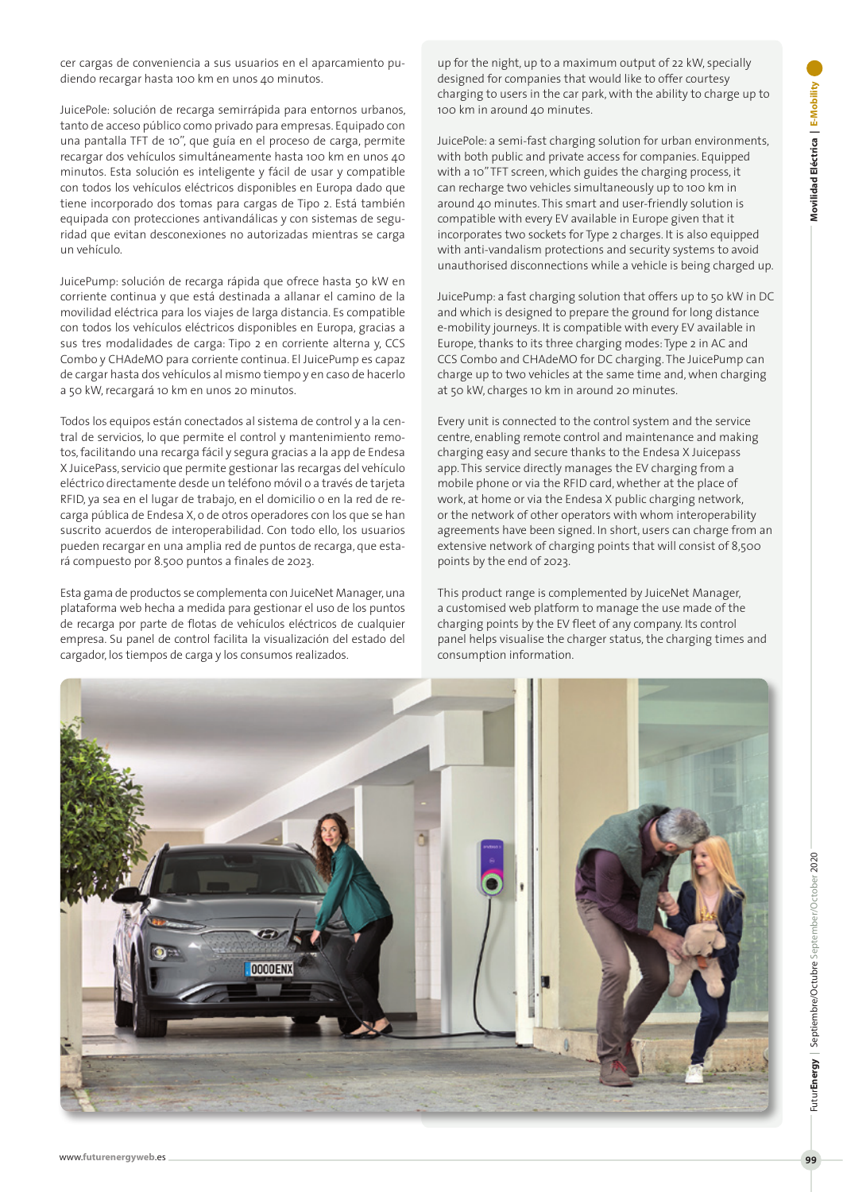cer cargas de conveniencia a sus usuarios en el aparcamiento pudiendo recargar hasta 100 km en unos 40 minutos.

JuicePole: solución de recarga semirrápida para entornos urbanos, tanto de acceso público como privado para empresas. Equipado con una pantalla TFT de 10", que guía en el proceso de carga, permite recargar dos vehículos simultáneamente hasta 100 km en unos 40 minutos. Esta solución es inteligente y fácil de usar y compatible con todos los vehículos eléctricos disponibles en Europa dado que tiene incorporado dos tomas para cargas de Tipo 2. Está también equipada con protecciones antivandálicas y con sistemas de seguridad que evitan desconexiones no autorizadas mientras se carga un vehículo.

JuicePump: solución de recarga rápida que ofrece hasta 50 kW en corriente continua y que está destinada a allanar el camino de la movilidad eléctrica para los viajes de larga distancia. Es compatible con todos los vehículos eléctricos disponibles en Europa, gracias a sus tres modalidades de carga: Tipo 2 en corriente alterna y, CCS Combo y CHAdeMO para corriente continua. El JuicePump es capaz de cargar hasta dos vehículos al mismo tiempo y en caso de hacerlo a 50 kW, recargará 10 km en unos 20 minutos.

Todos los equipos están conectados al sistema de control y a la central de servicios, lo que permite el control y mantenimiento remotos, facilitando una recarga fácil y segura gracias a la app de Endesa X JuicePass, servicio que permite gestionar las recargas del vehículo eléctrico directamente desde un teléfono móvil o a través de tarjeta RFID, ya sea en el lugar de trabajo, en el domicilio o en la red de recarga pública de Endesa X, o de otros operadores con los que se han suscrito acuerdos de interoperabilidad. Con todo ello, los usuarios pueden recargar en una amplia red de puntos de recarga, que estará compuesto por 8.500 puntos a finales de 2023.

Esta gama de productos se complementa con JuiceNet Manager, una plataforma web hecha a medida para gestionar el uso de los puntos de recarga por parte de flotas de vehículos eléctricos de cualquier empresa. Su panel de control facilita la visualización del estado del cargador, los tiempos de carga y los consumos realizados.

up for the night, up to a maximum output of 22 kW, specially designed for companies that would like to offer courtesy charging to users in the car park, with the ability to charge up to 100 km in around 40 minutes.

JuicePole: a semi-fast charging solution for urban environments, with both public and private access for companies. Equipped with a 10" TFT screen, which guides the charging process, it can recharge two vehicles simultaneously up to 100 km in around 40 minutes. This smart and user-friendly solution is compatible with every EV available in Europe given that it incorporates two sockets for Type 2 charges. It is also equipped with anti-vandalism protections and security systems to avoid unauthorised disconnections while a vehicle is being charged up.

JuicePump: a fast charging solution that offers up to 50 kW in DC and which is designed to prepare the ground for long distance e-mobility journeys. It is compatible with every EV available in Europe, thanks to its three charging modes: Type 2 in AC and CCS Combo and CHAdeMO for DC charging. The JuicePump can charge up to two vehicles at the same time and, when charging at 50 kW, charges 10 km in around 20 minutes.

Every unit is connected to the control system and the service centre, enabling remote control and maintenance and making charging easy and secure thanks to the Endesa X Juicepass app. This service directly manages the EV charging from a mobile phone or via the RFID card, whether at the place of work, at home or via the Endesa X public charging network, or the network of other operators with whom interoperability agreements have been signed. In short, users can charge from an extensive network of charging points that will consist of 8,500 points by the end of 2023.

This product range is complemented by JuiceNet Manager, a customised web platform to manage the use made of the charging points by the EV fleet of any company. Its control panel helps visualise the charger status, the charging times and consumption information.